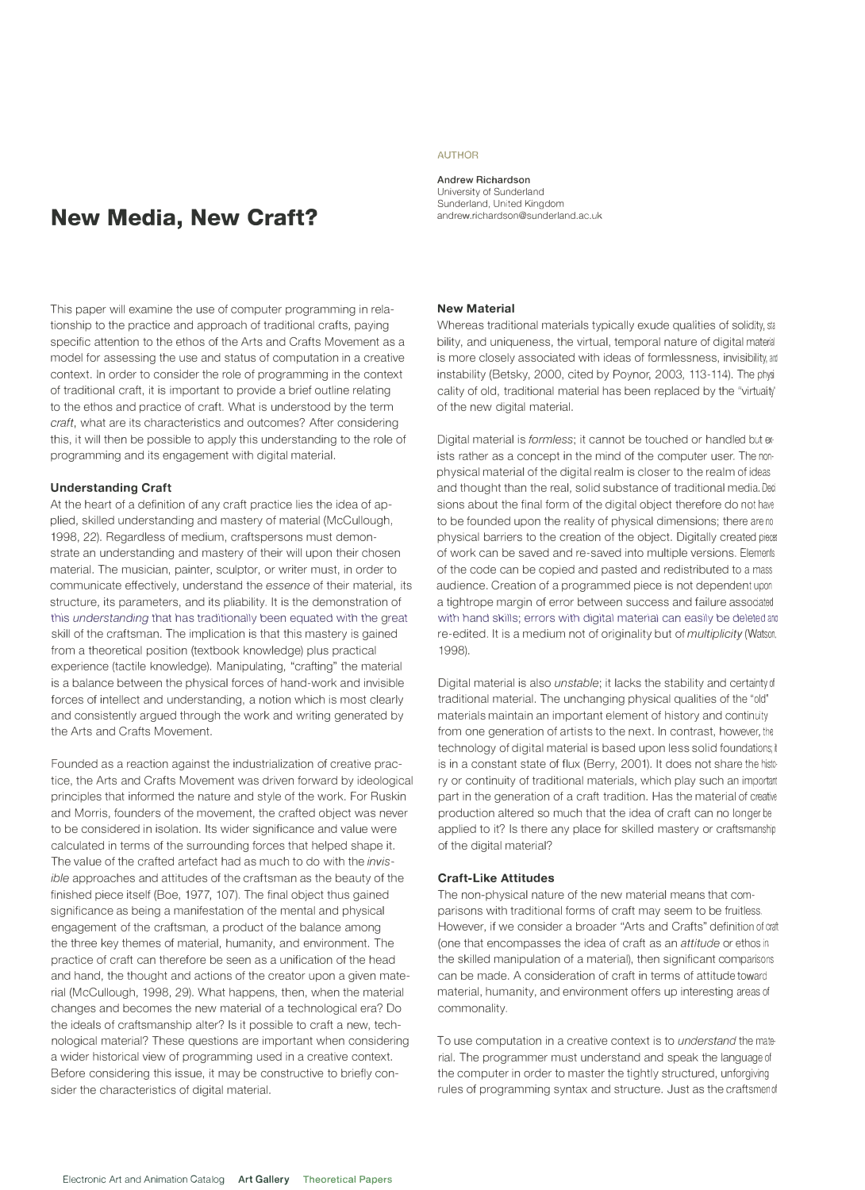# New Media, New Craft?

AUTHOR

**Andrew Richardson**
University of Sunderland
Sunderland, United Kingdom
andrew.richardson@sunderland.ac.uk

This paper will examine the use of computer programming in relationship to the practice and approach of traditional crafts, paying specific attention to the ethos of the Arts and Crafts Movement as a model for assessing the use and status of computation in a creative context. In order to consider the role of programming in the context of traditional craft, it is important to provide a brief outline relating to the ethos and practice of craft. What is understood by the term *craft*, what are its characteristics and outcomes? After considering this, it will then be possible to apply this understanding to the role of programming and its engagement with digital material.

### Understanding Craft

At the heart of a definition of any craft practice lies the idea of applied, skilled understanding and mastery of material (McCullough, 1998, 22). Regardless of medium, craftspersons must demonstrate an understanding and mastery of their will upon their chosen material. The musician, painter, sculptor, or writer must, in order to communicate effectively, understand the *essence* of their material, its structure, its parameters, and its pliability. It is the demonstration of this *understanding* that has traditionally been equated with the great skill of the craftsman. The implication is that this mastery is gained from a theoretical position (textbook knowledge) plus practical experience (tactile knowledge). Manipulating, "crafting" the material is a balance between the physical forces of hand-work and invisible forces of intellect and understanding, a notion which is most clearly and consistently argued through the work and writing generated by the Arts and Crafts Movement.

Founded as a reaction against the industrialization of creative practice, the Arts and Crafts Movement was driven forward by ideological principles that informed the nature and style of the work. For Ruskin and Morris, founders of the movement, the crafted object was never to be considered in isolation. Its wider significance and value were calculated in terms of the surrounding forces that helped shape it. The value of the crafted artefact had as much to do with the *invisible* approaches and attitudes of the craftsman as the beauty of the finished piece itself (Boe, 1977, 107). The final object thus gained significance as being a manifestation of the mental and physical engagement of the craftsman, a product of the balance among the three key themes of material, humanity, and environment. The practice of craft can therefore be seen as a unification of the head and hand, the thought and actions of the creator upon a given material (McCullough, 1998, 29). What happens, then, when the material changes and becomes the new material of a technological era? Do the ideals of craftsmanship alter? Is it possible to craft a new, technological material? These questions are important when considering a wider historical view of programming used in a creative context. Before considering this issue, it may be constructive to briefly consider the characteristics of digital material.

### New Material

Whereas traditional materials typically exude qualities of solidity, stability, and uniqueness, the virtual, temporal nature of digital material is more closely associated with ideas of formlessness, invisibility, and instability (Betsky, 2000, cited by Poynor, 2003, 113-114). The physicality of old, traditional material has been replaced by the "virtuality" of the new digital material.

Digital material is *formless*; it cannot be touched or handled but exists rather as a concept in the mind of the computer user. The non-physical material of the digital realm is closer to the realm of ideas and thought than the real, solid substance of traditional media. Decisions about the final form of the digital object therefore do not have to be founded upon the reality of physical dimensions; there are no physical barriers to the creation of the object. Digitally created pieces of work can be saved and re-saved into multiple versions. Elements of the code can be copied and pasted and redistributed to a mass audience. Creation of a programmed piece is not dependent upon a tightrope margin of error between success and failure associated with hand skills; errors with digital material can easily be deleted and re-edited. It is a medium not of originality but of *multiplicity* (Watson, 1998).

Digital material is also *unstable*; it lacks the stability and certainty of traditional material. The unchanging physical qualities of the "old" materials maintain an important element of history and continuity from one generation of artists to the next. In contrast, however, the technology of digital material is based upon less solid foundations; it is in a constant state of flux (Berry, 2001). It does not share the history or continuity of traditional materials, which play such an important part in the generation of a craft tradition. Has the material of creative production altered so much that the idea of craft can no longer be applied to it? Is there any place for skilled mastery or craftsmanship of the digital material?

### Craft-Like Attitudes

The non-physical nature of the new material means that comparisons with traditional forms of craft may seem to be fruitless. However, if we consider a broader "Arts and Crafts" definition of craft (one that encompasses the idea of craft as an *attitude* or ethos in the skilled manipulation of a material), then significant comparisons can be made. A consideration of craft in terms of attitude toward material, humanity, and environment offers up interesting areas of commonality.

To use computation in a creative context is to *understand* the material. The programmer must understand and speak the language of the computer in order to master the tightly structured, unforgiving rules of programming syntax and structure. Just as the craftsmen of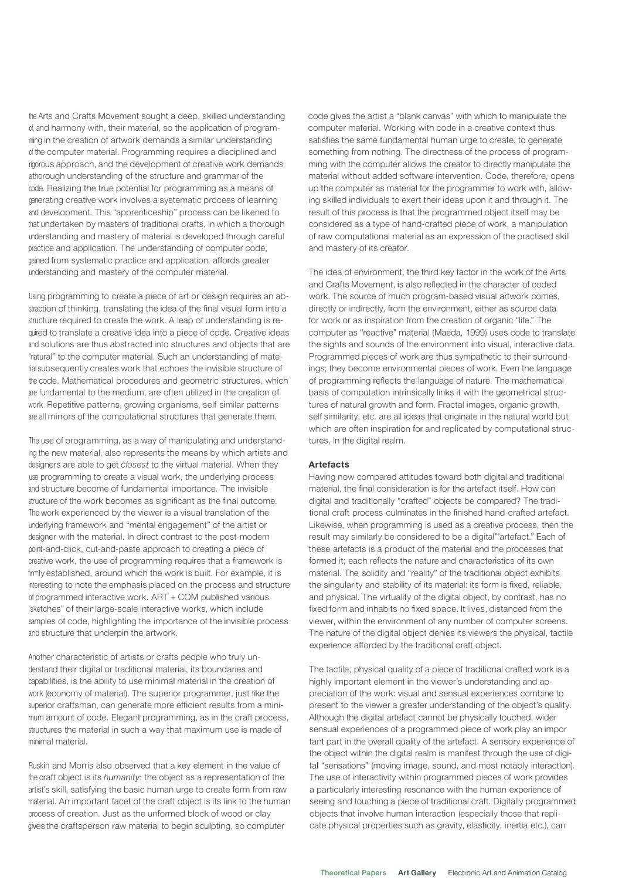the Arts and Crafts Movement sought a deep, skilled understanding of, and harmony with, their material, so the application of programming in the creation of artwork demands a similar understanding of the computer material. Programming requires a disciplined and rigorous approach, and the development of creative work demands a thorough understanding of the structure and grammar of the code. Realizing the true potential for programming as a means of generating creative work involves a systematic process of learning and development. This "apprenticeship" process can be likened to that undertaken by masters of traditional crafts, in which a thorough understanding and mastery of material is developed through careful practice and application. The understanding of computer code, gained from systematic practice and application, affords greater understanding and mastery of the computer material.

Using programming to create a piece of art or design requires an abstraction of thinking, translating the idea of the final visual form into a structure required to create the work. A leap of understanding is required to translate a creative idea into a piece of code. Creative ideas and solutions are thus abstracted into structures and objects that are "natural" to the computer material. Such an understanding of material subsequently creates work that echoes the invisible structure of the code. Mathematical procedures and geometric structures, which are fundamental to the medium, are often utilized in the creation of work. Repetitive patterns, growing organisms, self similar patterns are all mirrors of the computational structures that generate them.

The use of programming, as a way of manipulating and understanding the new material, also represents the means by which artists and designers are able to get *closest* to the virtual material. When they use programming to create a visual work, the underlying process and structure become of fundamental importance. The invisible structure of the work becomes as significant as the final outcome. The work experienced by the viewer is a visual translation of the underlying framework and "mental engagement" of the artist or designer with the material. In direct contrast to the post-modern point-and-click, cut-and-paste approach to creating a piece of creative work, the use of programming requires that a framework is firmly established, around which the work is built. For example, it is interesting to note the emphasis placed on the process and structure of programmed interactive work. ART + COM published various "sketches" of their large-scale interactive works, which include samples of code, highlighting the importance of the invisible process and structure that underpin the artwork.

Another characteristic of artists or crafts people who truly understand their digital or traditional material, its boundaries and capabilities, is the ability to use minimal material in the creation of work (economy of material). The superior programmer, just like the superior craftsman, can generate more efficient results from a minimum amount of code. Elegant programming, as in the craft process, structures the material in such a way that maximum use is made of minimal material.

Ruskin and Morris also observed that a key element in the value of the craft object is its *humanity*: the object as a representation of the artist's skill, satisfying the basic human urge to create form from raw material. An important facet of the craft object is its link to the human process of creation. Just as the unformed block of wood or clay gives the craftsperson raw material to begin sculpting, so computer code gives the artist a "blank canvas" with which to manipulate the computer material. Working with code in a creative context thus satisfies the same fundamental human urge to create, to generate something from nothing. The directness of the process of programming with the computer allows the creator to directly manipulate the material without added software intervention. Code, therefore, opens up the computer as material for the programmer to work with, allowing skilled individuals to exert their ideas upon it and through it. The result of this process is that the programmed object itself may be considered as a type of hand-crafted piece of work, a manipulation of raw computational material as an expression of the practised skill and mastery of its creator.

The idea of environment, the third key factor in the work of the Arts and Crafts Movement, is also reflected in the character of coded work. The source of much program-based visual artwork comes, directly or indirectly, from the environment, either as source data for work or as inspiration from the creation of organic "life." The computer as "reactive" material (Maeda, 1999) uses code to translate the sights and sounds of the environment into visual, interactive data. Programmed pieces of work are thus sympathetic to their surroundings; they become environmental pieces of work. Even the language of programming reflects the language of nature. The mathematical basis of computation intrinsically links it with the geometrical structures of natural growth and form. Fractal images, organic growth, self similarity, etc. are all ideas that originate in the natural world but which are often inspiration for and replicated by computational structures, in the digital realm.

### Artefacts

Having now compared attitudes toward both digital and traditional material, the final consideration is for the artefact itself. How can digital and traditionally "crafted" objects be compared? The traditional craft process culminates in the finished hand-crafted artefact. Likewise, when programming is used as a creative process, then the result may similarly be considered to be a digital "artefact." Each of these artefacts is a product of the material and the processes that formed it; each reflects the nature and characteristics of its own material. The solidity and "reality" of the traditional object exhibits the singularity and stability of its material: its form is fixed, reliable, and physical. The virtuality of the digital object, by contrast, has no fixed form and inhabits no fixed space. It lives, distanced from the viewer, within the environment of any number of computer screens. The nature of the digital object denies its viewers the physical, tactile experience afforded by the traditional craft object.

The tactile, physical quality of a piece of traditional crafted work is a highly important element in the viewer's understanding and appreciation of the work: visual and sensual experiences combine to present to the viewer a greater understanding of the object's quality. Although the digital artefact cannot be physically touched, wider sensual experiences of a programmed piece of work play an important part in the overall quality of the artefact. A sensory experience of the object within the digital realm is manifest through the use of digital "sensations" (moving image, sound, and most notably interaction). The use of interactivity within programmed pieces of work provides a particularly interesting resonance with the human experience of seeing and touching a piece of traditional craft. Digitally programmed objects that involve human interaction (especially those that replicate physical properties such as gravity, elasticity, inertia etc.), can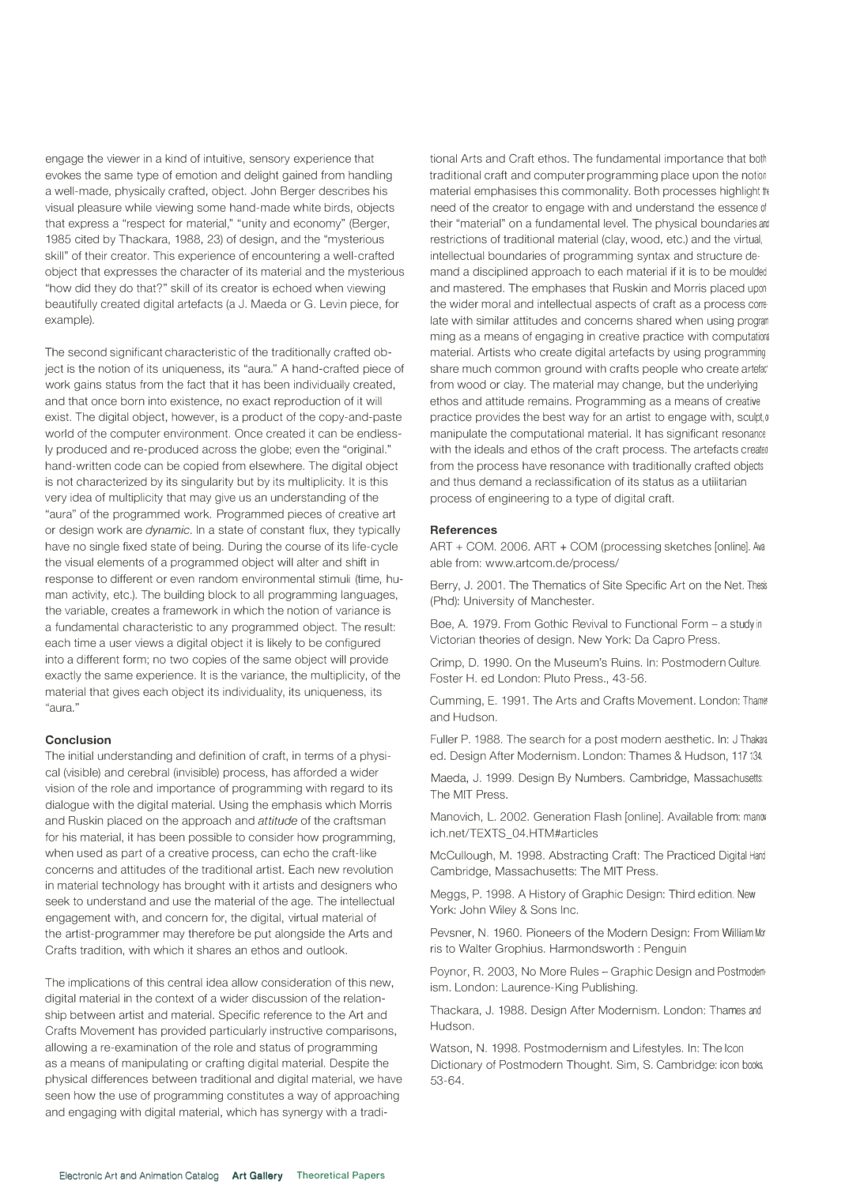engage the viewer in a kind of intuitive, sensory experience that evokes the same type of emotion and delight gained from handling a well-made, physically crafted, object. John Berger describes his visual pleasure while viewing some hand-made white birds, objects that express a "respect for material," "unity and economy" (Berger, 1985 cited by Thackara, 1988, 23) of design, and the "mysterious skill" of their creator. This experience of encountering a well-crafted object that expresses the character of its material and the mysterious "how did they do that?" skill of its creator is echoed when viewing beautifully created digital artefacts (a J. Maeda or G. Levin piece, for example).

The second significant characteristic of the traditionally crafted object is the notion of its uniqueness, its "aura." A hand-crafted piece of work gains status from the fact that it has been individually created, and that once born into existence, no exact reproduction of it will exist. The digital object, however, is a product of the copy-and-paste world of the computer environment. Once created it can be endlessly produced and re-produced across the globe; even the "original." hand-written code can be copied from elsewhere. The digital object is not characterized by its singularity but by its multiplicity. It is this very idea of multiplicity that may give us an understanding of the "aura" of the programmed work. Programmed pieces of creative art or design work are *dynamic*. In a state of constant flux, they typically have no single fixed state of being. During the course of its life-cycle the visual elements of a programmed object will alter and shift in response to different or even random environmental stimuli (time, human activity, etc.). The building block to all programming languages, the variable, creates a framework in which the notion of variance is a fundamental characteristic to any programmed object. The result: each time a user views a digital object it is likely to be configured into a different form; no two copies of the same object will provide exactly the same experience. It is the variance, the multiplicity, of the material that gives each object its individuality, its uniqueness, its "aura."

### Conclusion

The initial understanding and definition of craft, in terms of a physical (visible) and cerebral (invisible) process, has afforded a wider vision of the role and importance of programming with regard to its dialogue with the digital material. Using the emphasis which Morris and Ruskin placed on the approach and *attitude* of the craftsman for his material, it has been possible to consider how programming, when used as part of a creative process, can echo the craft-like concerns and attitudes of the traditional artist. Each new revolution in material technology has brought with it artists and designers who seek to understand and use the material of the age. The intellectual engagement with, and concern for, the digital, virtual material of the artist-programmer may therefore be put alongside the Arts and Crafts tradition, with which it shares an ethos and outlook.

The implications of this central idea allow consideration of this new, digital material in the context of a wider discussion of the relationship between artist and material. Specific reference to the Art and Crafts Movement has provided particularly instructive comparisons, allowing a re-examination of the role and status of programming as a means of manipulating or crafting digital material. Despite the physical differences between traditional and digital material, we have seen how the use of programming constitutes a way of approaching and engaging with digital material, which has synergy with a traditional Arts and Craft ethos. The fundamental importance that both traditional craft and computer programming place upon the notion material emphasises this commonality. Both processes highlight the need of the creator to engage with and understand the essence of their "material" on a fundamental level. The physical boundaries and restrictions of traditional material (clay, wood, etc.) and the virtual, intellectual boundaries of programming syntax and structure demand a disciplined approach to each material if it is to be moulded and mastered. The emphases that Ruskin and Morris placed upon the wider moral and intellectual aspects of craft as a process correlate with similar attitudes and concerns shared when using programming as a means of engaging in creative practice with computational material. Artists who create digital artefacts by using programming share much common ground with crafts people who create artefacts from wood or clay. The material may change, but the underlying ethos and attitude remains. Programming as a means of creative practice provides the best way for an artist to engage with, sculpt, or manipulate the computational material. It has significant resonance with the ideals and ethos of the craft process. The artefacts created from the process have resonance with traditionally crafted objects and thus demand a reclassification of its status as a utilitarian process of engineering to a type of digital craft.

### References

ART + COM. 2006. ART + COM (processing sketches [online]. Available from: www.artcom.de/process/

Berry, J. 2001. The Thematics of Site Specific Art on the Net. Thesis (Phd): University of Manchester.

Bøe, A. 1979. From Gothic Revival to Functional Form – a study in Victorian theories of design. New York: Da Capro Press.

Crimp, D. 1990. On the Museum's Ruins. In: Postmodern Culture. Foster H. ed London: Pluto Press., 43-56.

Cumming, E. 1991. The Arts and Crafts Movement. London: Thames and Hudson.

Fuller P. 1988. The search for a post modern aesthetic. In: J Thakara ed. Design After Modernism. London: Thames & Hudson, 117-134.

Maeda, J. 1999. Design By Numbers. Cambridge, Massachusetts: The MIT Press.

Manovich, L. 2002. Generation Flash [online]. Available from: manovich.net/TEXTS_04.HTM#articles

McCullough, M. 1998. Abstracting Craft: The Practiced Digital Hand Cambridge, Massachusetts: The MIT Press.

Meggs, P. 1998. A History of Graphic Design: Third edition. New York: John Wiley & Sons Inc.

Pevsner, N. 1960. Pioneers of the Modern Design: From William Morris to Walter Grophius. Harmondsworth : Penguin

Poynor, R. 2003, No More Rules – Graphic Design and Postmodernism. London: Laurence-King Publishing.

Thackara, J. 1988. Design After Modernism. London: Thames and Hudson.

Watson, N. 1998. Postmodernism and Lifestyles. In: The Icon Dictionary of Postmodern Thought. Sim, S. Cambridge: icon books, 53-64.